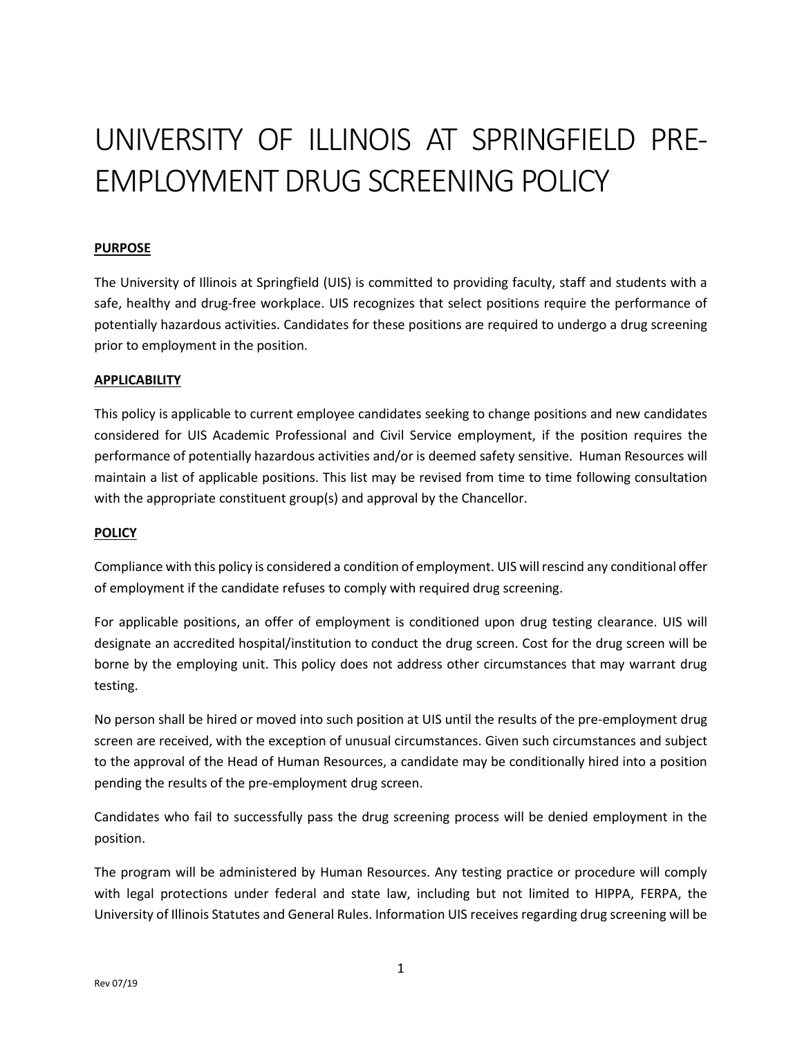# UNIVERSITY OF ILLINOIS AT SPRINGFIELD PRE-EMPLOYMENT DRUG SCREENING POLICY

**PURPOSE**

The University of Illinois at Springfield (UIS) is committed to providing faculty, staff and students with a safe, healthy and drug-free workplace. UIS recognizes that select positions require the performance of potentially hazardous activities. Candidates for these positions are required to undergo a drug screening prior to employment in the position.

**APPLICABILITY**

This policy is applicable to current employee candidates seeking to change positions and new candidates considered for UIS Academic Professional and Civil Service employment, if the position requires the performance of potentially hazardous activities and/or is deemed safety sensitive. Human Resources will maintain a list of applicable positions. This list may be revised from time to time following consultation with the appropriate constituent group(s) and approval by the Chancellor.

**POLICY**

Compliance with this policy is considered a condition of employment. UIS will rescind any conditional offer of employment if the candidate refuses to comply with required drug screening.

For applicable positions, an offer of employment is conditioned upon drug testing clearance. UIS will designate an accredited hospital/institution to conduct the drug screen. Cost for the drug screen will be borne by the employing unit. This policy does not address other circumstances that may warrant drug testing.

No person shall be hired or moved into such position at UIS until the results of the pre-employment drug screen are received, with the exception of unusual circumstances. Given such circumstances and subject to the approval of the Head of Human Resources, a candidate may be conditionally hired into a position pending the results of the pre-employment drug screen.

Candidates who fail to successfully pass the drug screening process will be denied employment in the position.

The program will be administered by Human Resources. Any testing practice or procedure will comply with legal protections under federal and state law, including but not limited to HIPPA, FERPA, the University of Illinois Statutes and General Rules. Information UIS receives regarding drug screening will be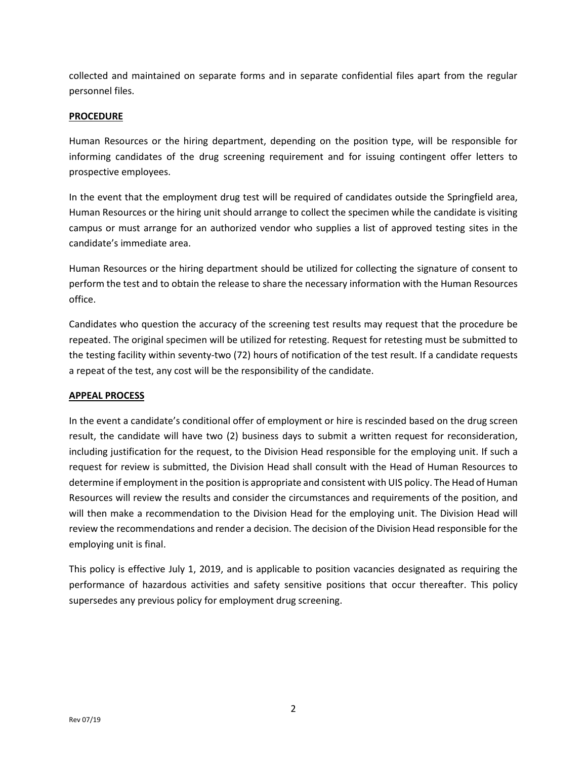collected and maintained on separate forms and in separate confidential files apart from the regular personnel files.

## PROCEDURE

Human Resources or the hiring department, depending on the position type, will be responsible for informing candidates of the drug screening requirement and for issuing contingent offer letters to prospective employees.

In the event that the employment drug test will be required of candidates outside the Springfield area, Human Resources or the hiring unit should arrange to collect the specimen while the candidate is visiting campus or must arrange for an authorized vendor who supplies a list of approved testing sites in the candidate's immediate area.

Human Resources or the hiring department should be utilized for collecting the signature of consent to perform the test and to obtain the release to share the necessary information with the Human Resources office.

Candidates who question the accuracy of the screening test results may request that the procedure be repeated. The original specimen will be utilized for retesting. Request for retesting must be submitted to the testing facility within seventy-two (72) hours of notification of the test result. If a candidate requests a repeat of the test, any cost will be the responsibility of the candidate.

## APPEAL PROCESS

In the event a candidate's conditional offer of employment or hire is rescinded based on the drug screen result, the candidate will have two (2) business days to submit a written request for reconsideration, including justification for the request, to the Division Head responsible for the employing unit. If such a request for review is submitted, the Division Head shall consult with the Head of Human Resources to determine if employment in the position is appropriate and consistent with UIS policy. The Head of Human Resources will review the results and consider the circumstances and requirements of the position, and will then make a recommendation to the Division Head for the employing unit. The Division Head will review the recommendations and render a decision. The decision of the Division Head responsible for the employing unit is final.

This policy is effective July 1, 2019, and is applicable to position vacancies designated as requiring the performance of hazardous activities and safety sensitive positions that occur thereafter. This policy supersedes any previous policy for employment drug screening.